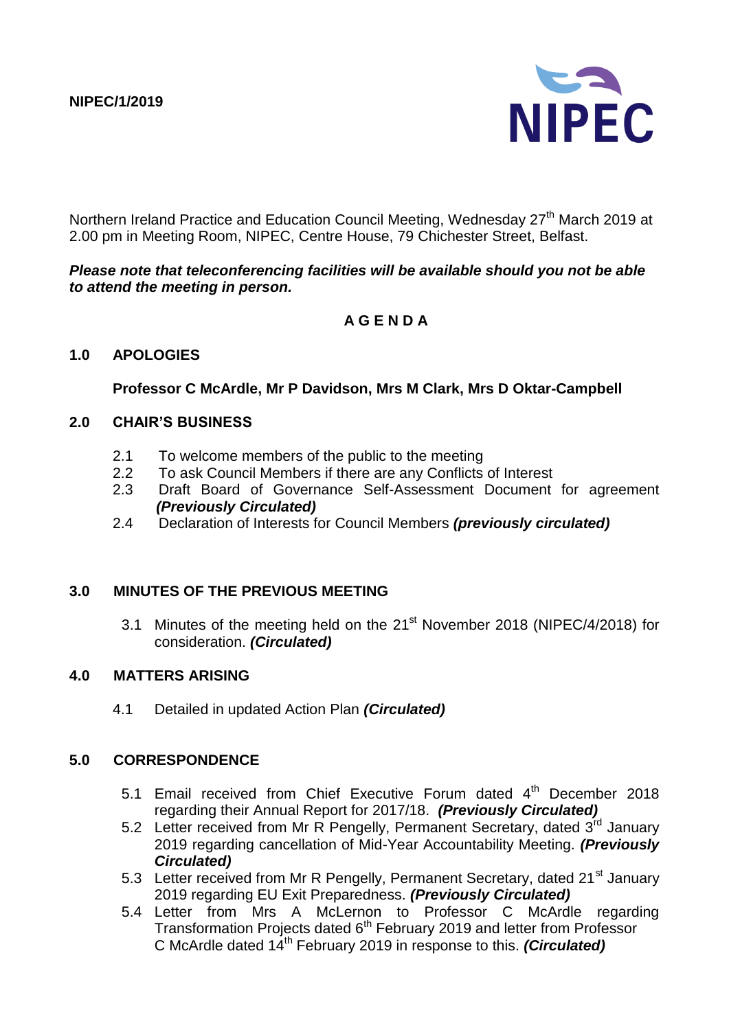NIPEC/1/2019

NIPEC

Northern Ireland Practice and Education Council Meeting, Wednesday 27th March 2019 at 2.00 pm in Meeting Room, NIPEC, Centre House, 79 Chichester Street, Belfast.

***Please note that teleconferencing facilities will be available should you not be able to attend the meeting in person.***

## A G E N D A

### 1.0 APOLOGIES

**Professor C McArdle, Mr P Davidson, Mrs M Clark, Mrs D Oktar-Campbell**

### 2.0 CHAIR'S BUSINESS

2.1 To welcome members of the public to the meeting
2.2 To ask Council Members if there are any Conflicts of Interest
2.3 Draft Board of Governance Self-Assessment Document for agreement ***(Previously Circulated)***
2.4 Declaration of Interests for Council Members ***(previously circulated)***

### 3.0 MINUTES OF THE PREVIOUS MEETING

3.1 Minutes of the meeting held on the 21st November 2018 (NIPEC/4/2018) for consideration. ***(Circulated)***

### 4.0 MATTERS ARISING

4.1 Detailed in updated Action Plan ***(Circulated)***

### 5.0 CORRESPONDENCE

5.1 Email received from Chief Executive Forum dated 4th December 2018 regarding their Annual Report for 2017/18. ***(Previously Circulated)***
5.2 Letter received from Mr R Pengelly, Permanent Secretary, dated 3rd January 2019 regarding cancellation of Mid-Year Accountability Meeting. ***(Previously Circulated)***
5.3 Letter received from Mr R Pengelly, Permanent Secretary, dated 21st January 2019 regarding EU Exit Preparedness. ***(Previously Circulated)***
5.4 Letter from Mrs A McLernon to Professor C McArdle regarding Transformation Projects dated 6th February 2019 and letter from Professor C McArdle dated 14th February 2019 in response to this. ***(Circulated)***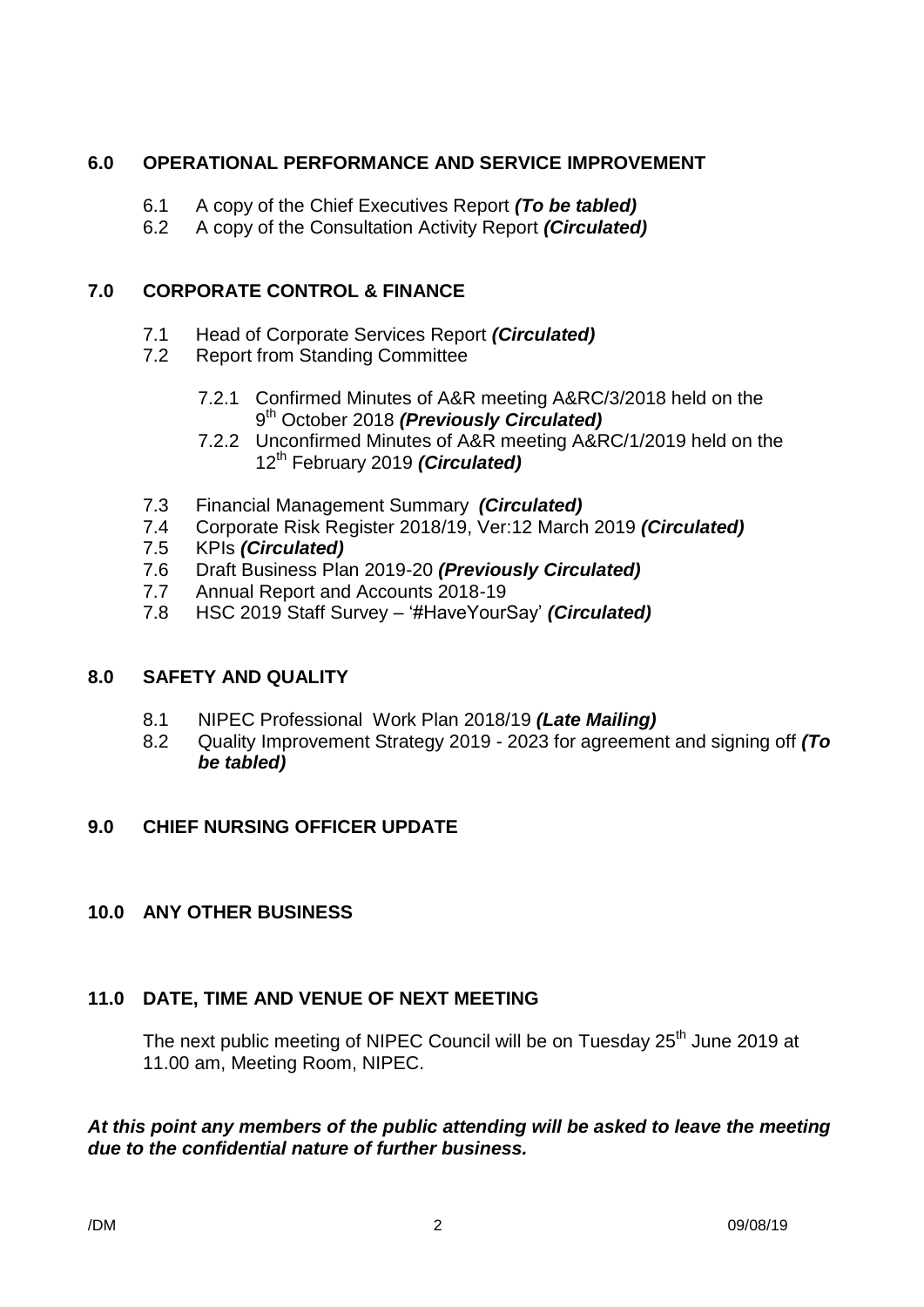## 6.0 OPERATIONAL PERFORMANCE AND SERVICE IMPROVEMENT

6.1 A copy of the Chief Executives Report ***(To be tabled)***
6.2 A copy of the Consultation Activity Report ***(Circulated)***

## 7.0 CORPORATE CONTROL & FINANCE

7.1 Head of Corporate Services Report ***(Circulated)***
7.2 Report from Standing Committee

- 7.2.1 Confirmed Minutes of A&R meeting A&RC/3/2018 held on the 9th October 2018 ***(Previously Circulated)***
- 7.2.2 Unconfirmed Minutes of A&R meeting A&RC/1/2019 held on the 12th February 2019 ***(Circulated)***

7.3 Financial Management Summary ***(Circulated)***
7.4 Corporate Risk Register 2018/19, Ver:12 March 2019 ***(Circulated)***
7.5 KPIs ***(Circulated)***
7.6 Draft Business Plan 2019-20 ***(Previously Circulated)***
7.7 Annual Report and Accounts 2018-19
7.8 HSC 2019 Staff Survey – '#HaveYourSay' ***(Circulated)***

## 8.0 SAFETY AND QUALITY

8.1 NIPEC Professional Work Plan 2018/19 ***(Late Mailing)***
8.2 Quality Improvement Strategy 2019 - 2023 for agreement and signing off ***(To be tabled)***

## 9.0 CHIEF NURSING OFFICER UPDATE

## 10.0 ANY OTHER BUSINESS

## 11.0 DATE, TIME AND VENUE OF NEXT MEETING

The next public meeting of NIPEC Council will be on Tuesday 25th June 2019 at 11.00 am, Meeting Room, NIPEC.

***At this point any members of the public attending will be asked to leave the meeting due to the confidential nature of further business.***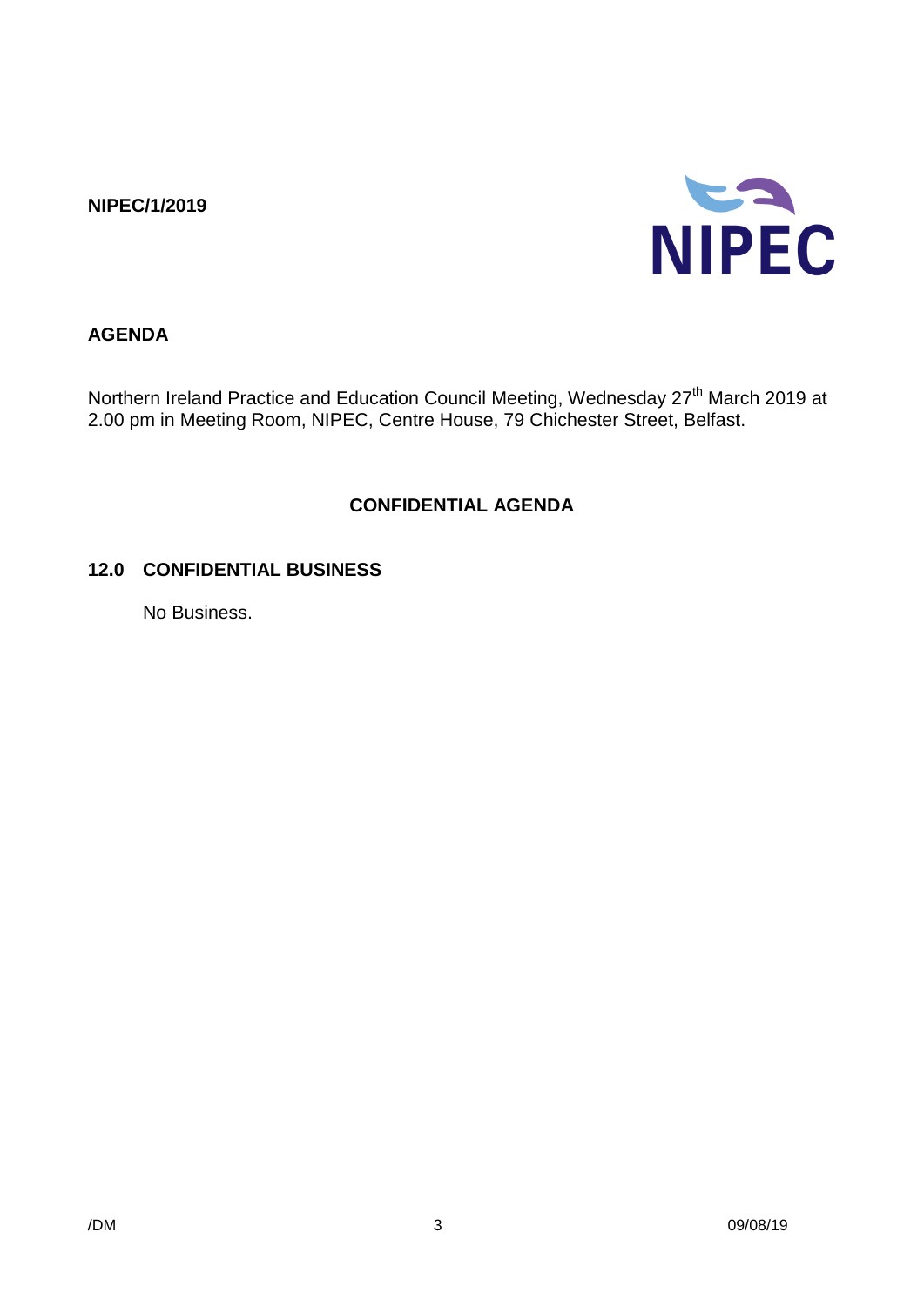**NIPEC/1/2019**

**AGENDA**

Northern Ireland Practice and Education Council Meeting, Wednesday 27th March 2019 at 2.00 pm in Meeting Room, NIPEC, Centre House, 79 Chichester Street, Belfast.

**CONFIDENTIAL AGENDA**

**12.0 CONFIDENTIAL BUSINESS**

No Business.